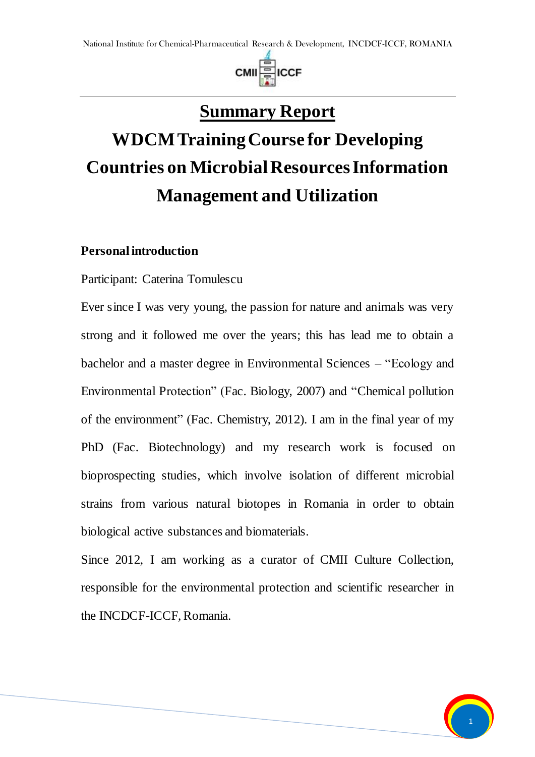# Summary Report

# WDCM Training Course for Developing Countries on Microbial Resources Information Management and Utilization

**Personal introduction**

Participant: Caterina Tomulescu

Ever since I was very young, the passion for nature and animals was very strong and it followed me over the years; this has lead me to obtain a bachelor and a master degree in Environmental Sciences – "Ecology and Environmental Protection" (Fac. Biology, 2007) and "Chemical pollution of the environment" (Fac. Chemistry, 2012). I am in the final year of my PhD (Fac. Biotechnology) and my research work is focused on bioprospecting studies, which involve isolation of different microbial strains from various natural biotopes in Romania in order to obtain biological active substances and biomaterials.

Since 2012, I am working as a curator of CMII Culture Collection, responsible for the environmental protection and scientific researcher in the INCDCF-ICCF, Romania.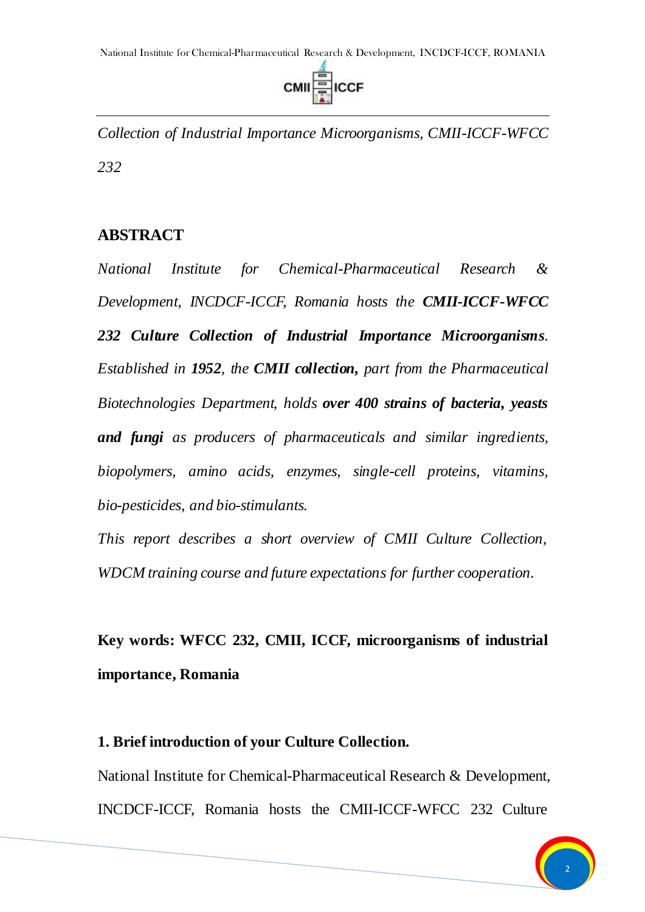*Collection of Industrial Importance Microorganisms, CMII-ICCF-WFCC 232*

## ABSTRACT

*National Institute for Chemical-Pharmaceutical Research & Development, INCDCF-ICCF, Romania hosts the **CMII-ICCF-WFCC 232 Culture Collection of Industrial Importance Microorganisms**. Established in **1952**, the **CMII collection,** part from the Pharmaceutical Biotechnologies Department, holds **over 400 strains of bacteria, yeasts and fungi** as producers of pharmaceuticals and similar ingredients, biopolymers, amino acids, enzymes, single-cell proteins, vitamins, bio-pesticides, and bio-stimulants.*

*This report describes a short overview of CMII Culture Collection, WDCM training course and future expectations for further cooperation.*

**Key words: WFCC 232, CMII, ICCF, microorganisms of industrial importance, Romania**

### 1. Brief introduction of your Culture Collection.

National Institute for Chemical-Pharmaceutical Research & Development, INCDCF-ICCF, Romania hosts the CMII-ICCF-WFCC 232 Culture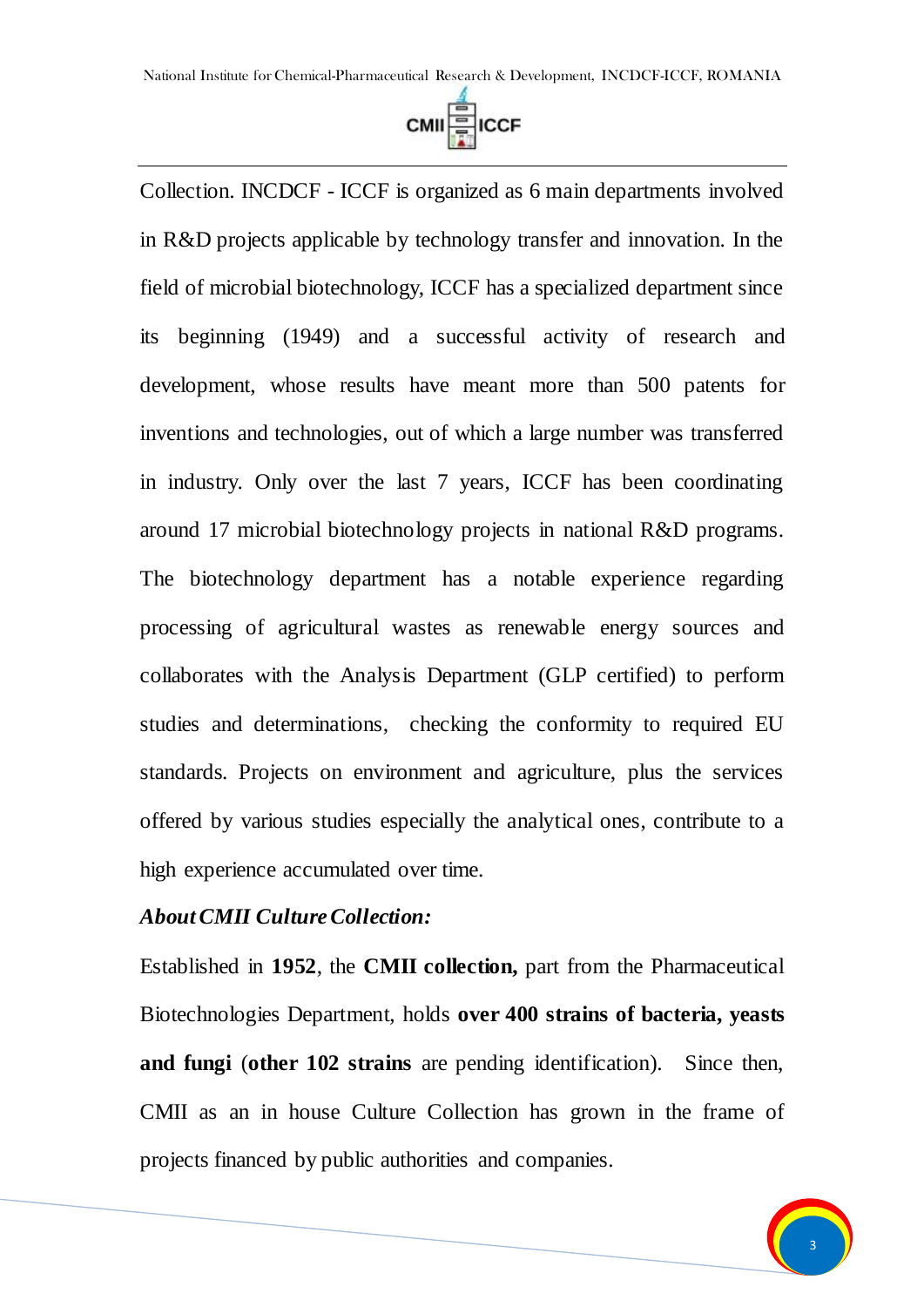Collection. INCDCF - ICCF is organized as 6 main departments involved in R&D projects applicable by technology transfer and innovation. In the field of microbial biotechnology, ICCF has a specialized department since its beginning (1949) and a successful activity of research and development, whose results have meant more than 500 patents for inventions and technologies, out of which a large number was transferred in industry. Only over the last 7 years, ICCF has been coordinating around 17 microbial biotechnology projects in national R&D programs. The biotechnology department has a notable experience regarding processing of agricultural wastes as renewable energy sources and collaborates with the Analysis Department (GLP certified) to perform studies and determinations, checking the conformity to required EU standards. Projects on environment and agriculture, plus the services offered by various studies especially the analytical ones, contribute to a high experience accumulated over time.

***About CMII Culture Collection:***

Established in **1952**, the **CMII collection,** part from the Pharmaceutical Biotechnologies Department, holds **over 400 strains of bacteria, yeasts and fungi** (**other 102 strains** are pending identification). Since then, CMII as an in house Culture Collection has grown in the frame of projects financed by public authorities and companies.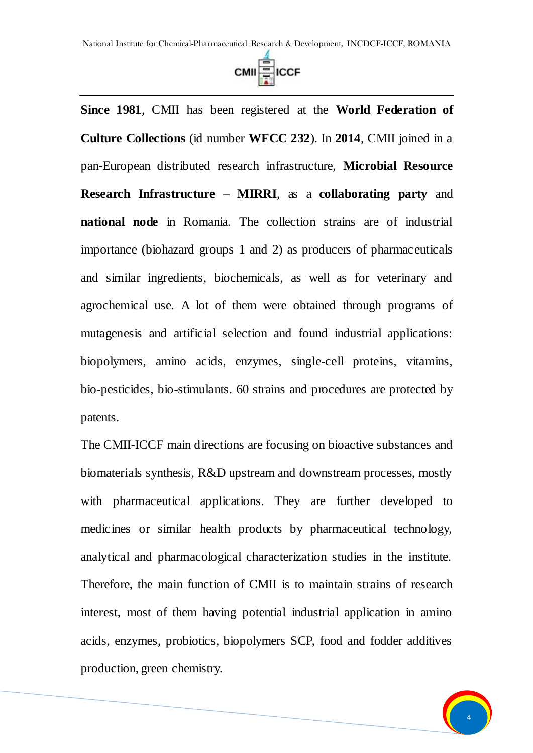**Since 1981**, CMII has been registered at the **World Federation of Culture Collections** (id number **WFCC 232**). In **2014**, CMII joined in a pan-European distributed research infrastructure, **Microbial Resource Research Infrastructure – MIRRI**, as a **collaborating party** and **national node** in Romania. The collection strains are of industrial importance (biohazard groups 1 and 2) as producers of pharmaceuticals and similar ingredients, biochemicals, as well as for veterinary and agrochemical use. A lot of them were obtained through programs of mutagenesis and artificial selection and found industrial applications: biopolymers, amino acids, enzymes, single-cell proteins, vitamins, bio-pesticides, bio-stimulants. 60 strains and procedures are protected by patents.

The CMII-ICCF main directions are focusing on bioactive substances and biomaterials synthesis, R&D upstream and downstream processes, mostly with pharmaceutical applications. They are further developed to medicines or similar health products by pharmaceutical technology, analytical and pharmacological characterization studies in the institute. Therefore, the main function of CMII is to maintain strains of research interest, most of them having potential industrial application in amino acids, enzymes, probiotics, biopolymers SCP, food and fodder additives production, green chemistry.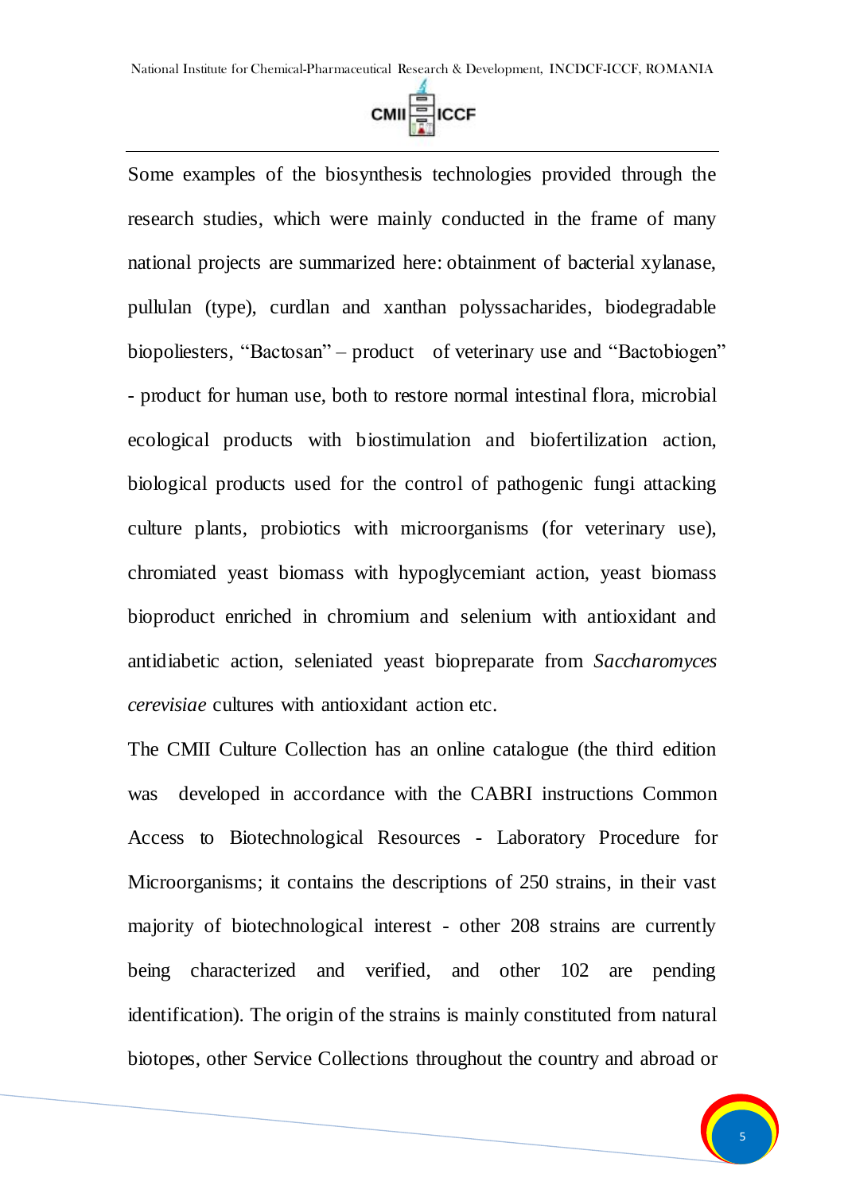Some examples of the biosynthesis technologies provided through the research studies, which were mainly conducted in the frame of many national projects are summarized here: obtainment of bacterial xylanase, pullulan (type), curdlan and xanthan polyssacharides, biodegradable biopoliesters, "Bactosan" – product of veterinary use and "Bactobiogen" - product for human use, both to restore normal intestinal flora, microbial ecological products with biostimulation and biofertilization action, biological products used for the control of pathogenic fungi attacking culture plants, probiotics with microorganisms (for veterinary use), chromiated yeast biomass with hypoglycemiant action, yeast biomass bioproduct enriched in chromium and selenium with antioxidant and antidiabetic action, seleniated yeast biopreparate from *Saccharomyces cerevisiae* cultures with antioxidant action etc.

The CMII Culture Collection has an online catalogue (the third edition was developed in accordance with the CABRI instructions Common Access to Biotechnological Resources - Laboratory Procedure for Microorganisms; it contains the descriptions of 250 strains, in their vast majority of biotechnological interest - other 208 strains are currently being characterized and verified, and other 102 are pending identification). The origin of the strains is mainly constituted from natural biotopes, other Service Collections throughout the country and abroad or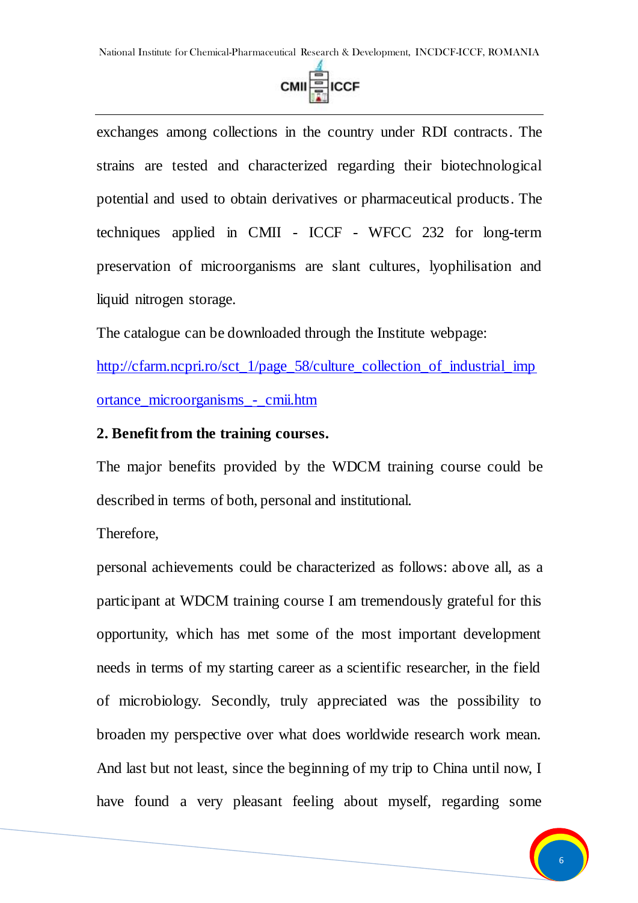exchanges among collections in the country under RDI contracts. The strains are tested and characterized regarding their biotechnological potential and used to obtain derivatives or pharmaceutical products. The techniques applied in CMII - ICCF - WFCC 232 for long-term preservation of microorganisms are slant cultures, lyophilisation and liquid nitrogen storage.

The catalogue can be downloaded through the Institute webpage: http://cfarm.ncpri.ro/sct_1/page_58/culture_collection_of_industrial_importance_microorganisms_-_cmii.htm

**2. Benefit from the training courses.**

The major benefits provided by the WDCM training course could be described in terms of both, personal and institutional.

Therefore,

personal achievements could be characterized as follows: above all, as a participant at WDCM training course I am tremendously grateful for this opportunity, which has met some of the most important development needs in terms of my starting career as a scientific researcher, in the field of microbiology. Secondly, truly appreciated was the possibility to broaden my perspective over what does worldwide research work mean. And last but not least, since the beginning of my trip to China until now, I have found a very pleasant feeling about myself, regarding some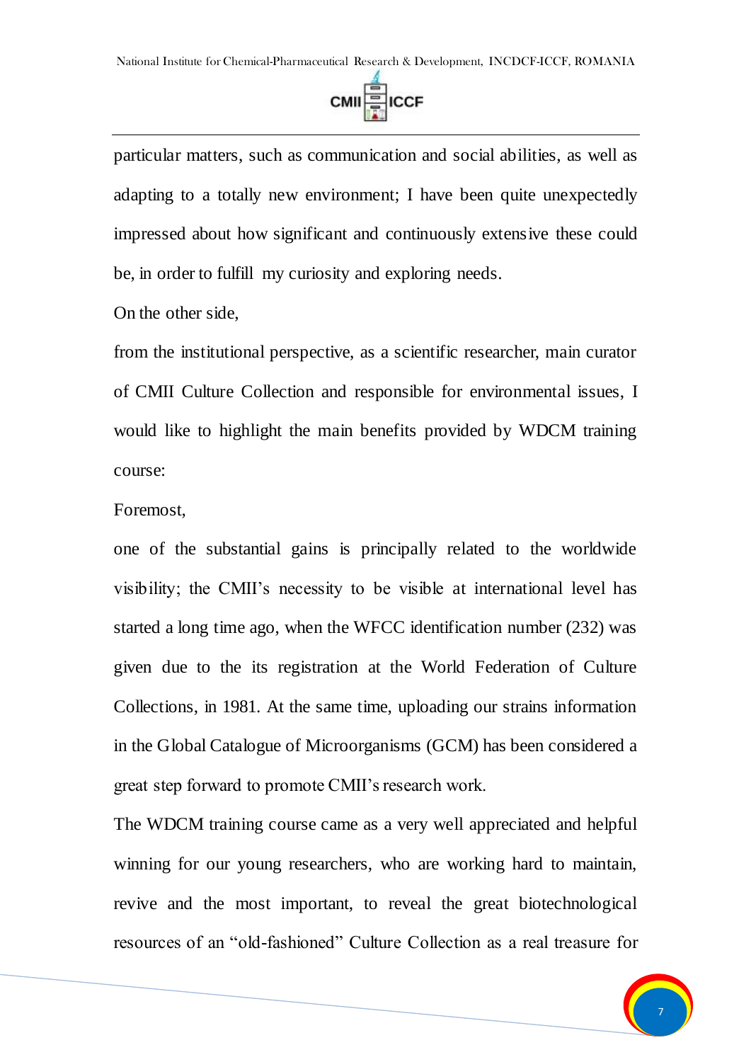particular matters, such as communication and social abilities, as well as adapting to a totally new environment; I have been quite unexpectedly impressed about how significant and continuously extensive these could be, in order to fulfill my curiosity and exploring needs.

On the other side,

from the institutional perspective, as a scientific researcher, main curator of CMII Culture Collection and responsible for environmental issues, I would like to highlight the main benefits provided by WDCM training course:

Foremost,

one of the substantial gains is principally related to the worldwide visibility; the CMII's necessity to be visible at international level has started a long time ago, when the WFCC identification number (232) was given due to the its registration at the World Federation of Culture Collections, in 1981. At the same time, uploading our strains information in the Global Catalogue of Microorganisms (GCM) has been considered a great step forward to promote CMII's research work.

The WDCM training course came as a very well appreciated and helpful winning for our young researchers, who are working hard to maintain, revive and the most important, to reveal the great biotechnological resources of an "old-fashioned" Culture Collection as a real treasure for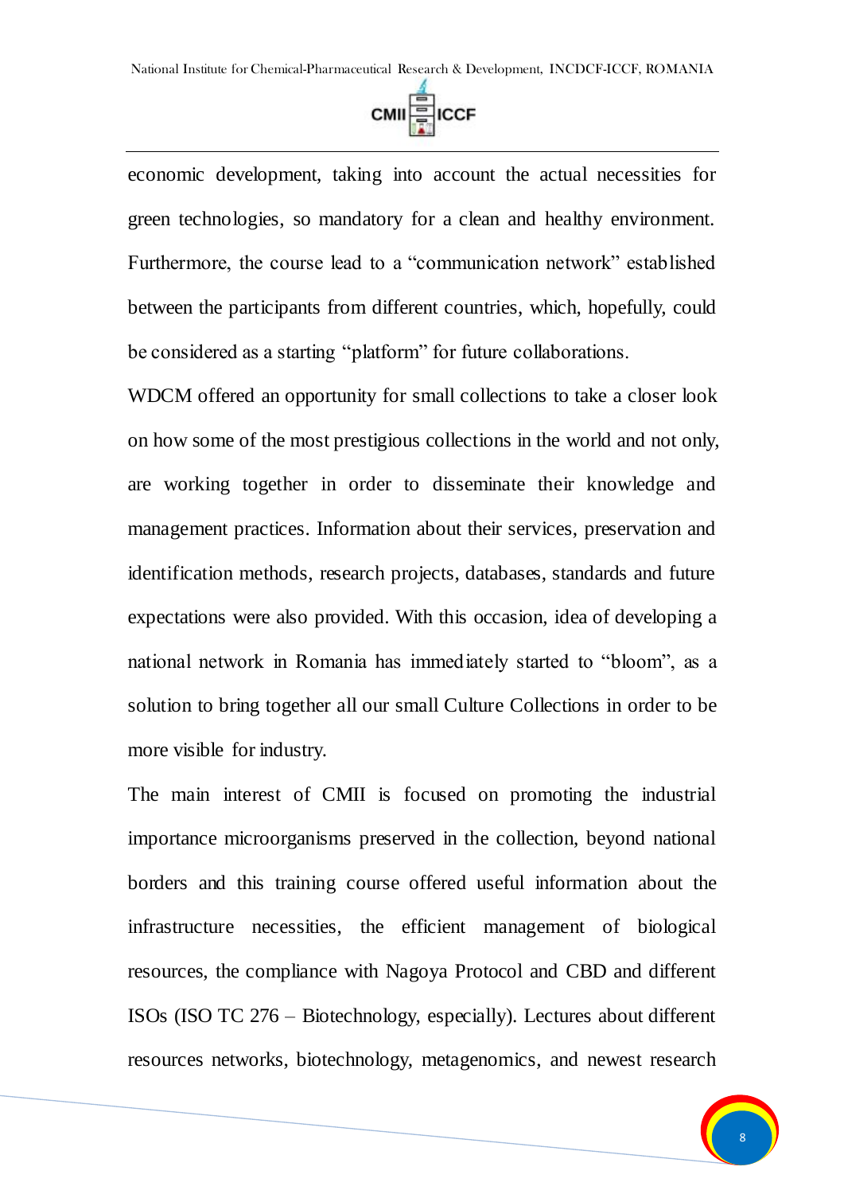economic development, taking into account the actual necessities for green technologies, so mandatory for a clean and healthy environment. Furthermore, the course lead to a "communication network" established between the participants from different countries, which, hopefully, could be considered as a starting "platform" for future collaborations.

WDCM offered an opportunity for small collections to take a closer look on how some of the most prestigious collections in the world and not only, are working together in order to disseminate their knowledge and management practices. Information about their services, preservation and identification methods, research projects, databases, standards and future expectations were also provided. With this occasion, idea of developing a national network in Romania has immediately started to "bloom", as a solution to bring together all our small Culture Collections in order to be more visible for industry.

The main interest of CMII is focused on promoting the industrial importance microorganisms preserved in the collection, beyond national borders and this training course offered useful information about the infrastructure necessities, the efficient management of biological resources, the compliance with Nagoya Protocol and CBD and different ISOs (ISO TC 276 – Biotechnology, especially). Lectures about different resources networks, biotechnology, metagenomics, and newest research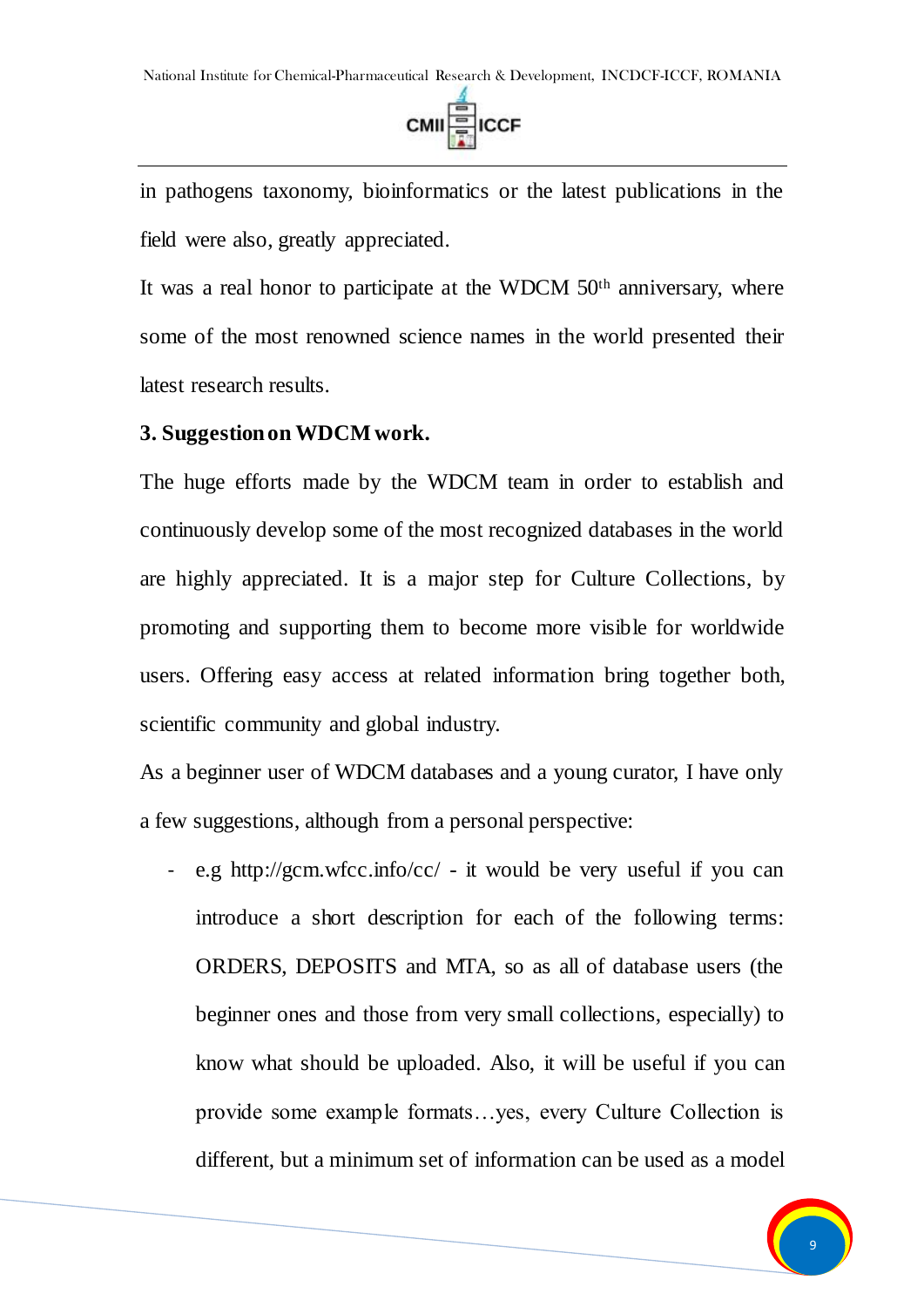in pathogens taxonomy, bioinformatics or the latest publications in the field were also, greatly appreciated.

It was a real honor to participate at the WDCM 50th anniversary, where some of the most renowned science names in the world presented their latest research results.

**3. Suggestion on WDCM work.**

The huge efforts made by the WDCM team in order to establish and continuously develop some of the most recognized databases in the world are highly appreciated. It is a major step for Culture Collections, by promoting and supporting them to become more visible for worldwide users. Offering easy access at related information bring together both, scientific community and global industry.

As a beginner user of WDCM databases and a young curator, I have only a few suggestions, although from a personal perspective:

- e.g http://gcm.wfcc.info/cc/ - it would be very useful if you can introduce a short description for each of the following terms: ORDERS, DEPOSITS and MTA, so as all of database users (the beginner ones and those from very small collections, especially) to know what should be uploaded. Also, it will be useful if you can provide some example formats…yes, every Culture Collection is different, but a minimum set of information can be used as a model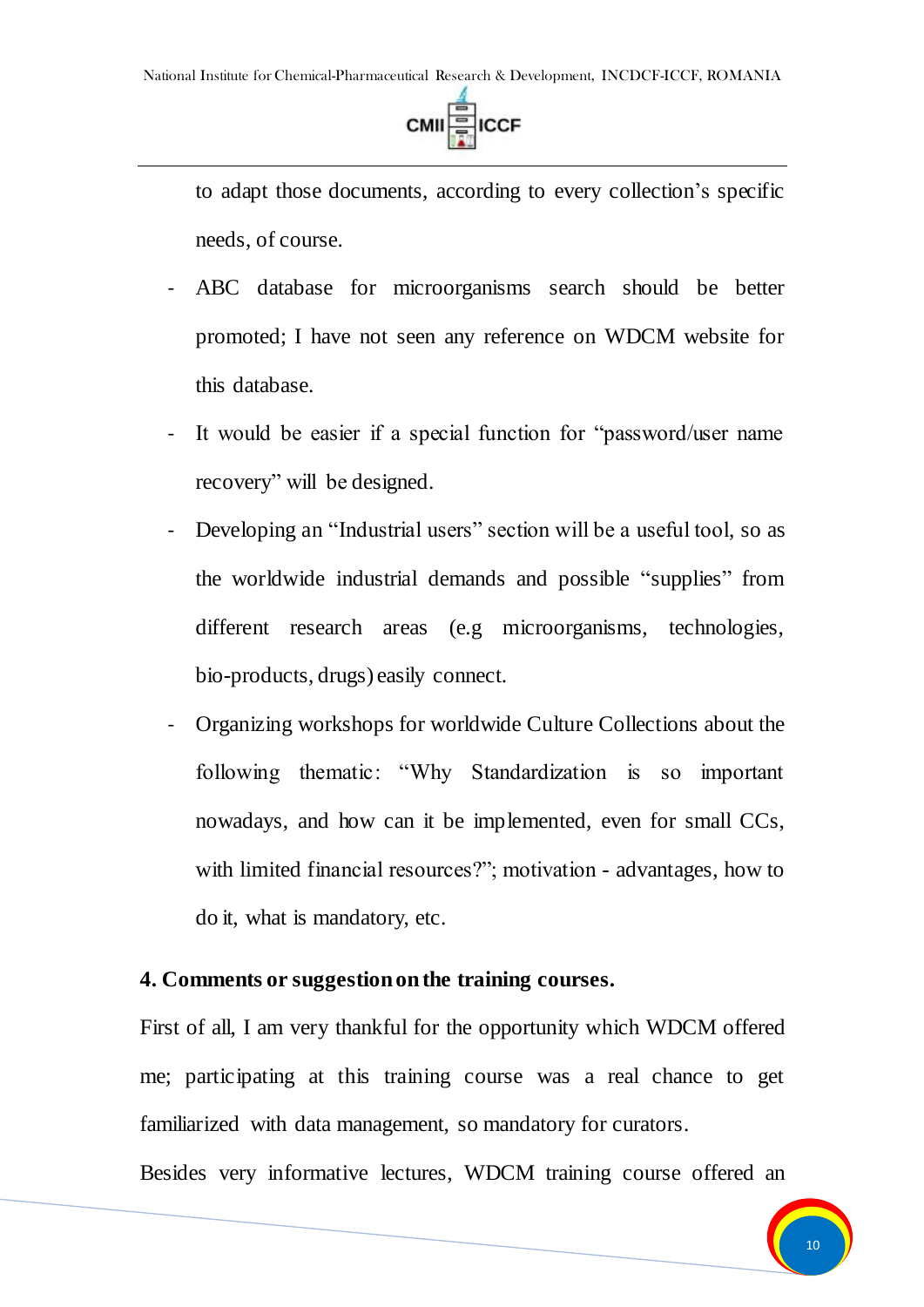to adapt those documents, according to every collection's specific needs, of course.

- ABC database for microorganisms search should be better promoted; I have not seen any reference on WDCM website for this database.
- It would be easier if a special function for "password/user name recovery" will be designed.
- Developing an "Industrial users" section will be a useful tool, so as the worldwide industrial demands and possible "supplies" from different research areas (e.g microorganisms, technologies, bio-products, drugs) easily connect.
- Organizing workshops for worldwide Culture Collections about the following thematic: "Why Standardization is so important nowadays, and how can it be implemented, even for small CCs, with limited financial resources?"; motivation - advantages, how to do it, what is mandatory, etc.

**4. Comments or suggestion on the training courses.**

First of all, I am very thankful for the opportunity which WDCM offered me; participating at this training course was a real chance to get familiarized with data management, so mandatory for curators.

Besides very informative lectures, WDCM training course offered an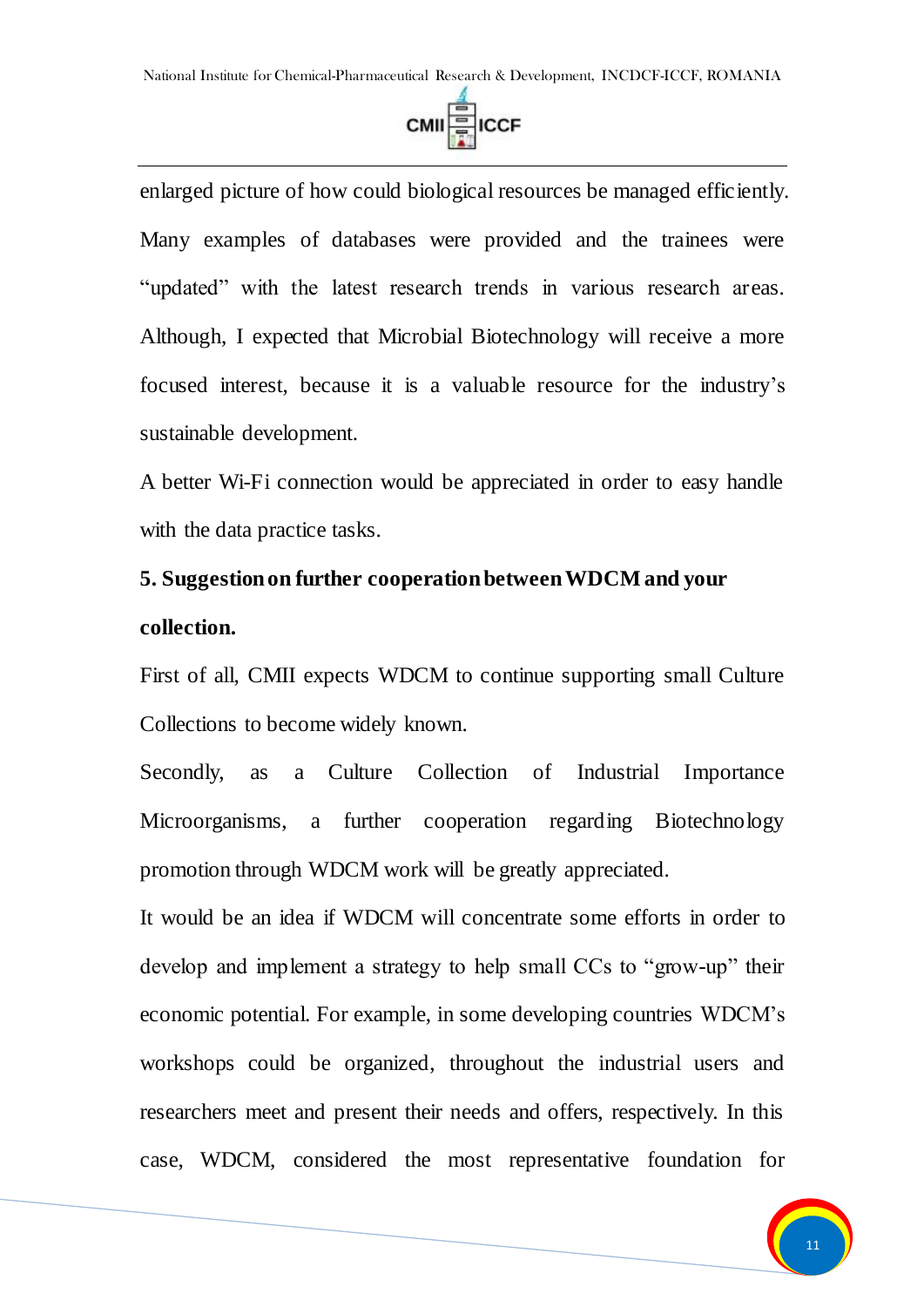enlarged picture of how could biological resources be managed efficiently. Many examples of databases were provided and the trainees were "updated" with the latest research trends in various research areas. Although, I expected that Microbial Biotechnology will receive a more focused interest, because it is a valuable resource for the industry's sustainable development.

A better Wi-Fi connection would be appreciated in order to easy handle with the data practice tasks.

**5. Suggestion on further cooperation between WDCM and your collection.**

First of all, CMII expects WDCM to continue supporting small Culture Collections to become widely known.

Secondly, as a Culture Collection of Industrial Importance Microorganisms, a further cooperation regarding Biotechnology promotion through WDCM work will be greatly appreciated.

It would be an idea if WDCM will concentrate some efforts in order to develop and implement a strategy to help small CCs to "grow-up" their economic potential. For example, in some developing countries WDCM's workshops could be organized, throughout the industrial users and researchers meet and present their needs and offers, respectively. In this case, WDCM, considered the most representative foundation for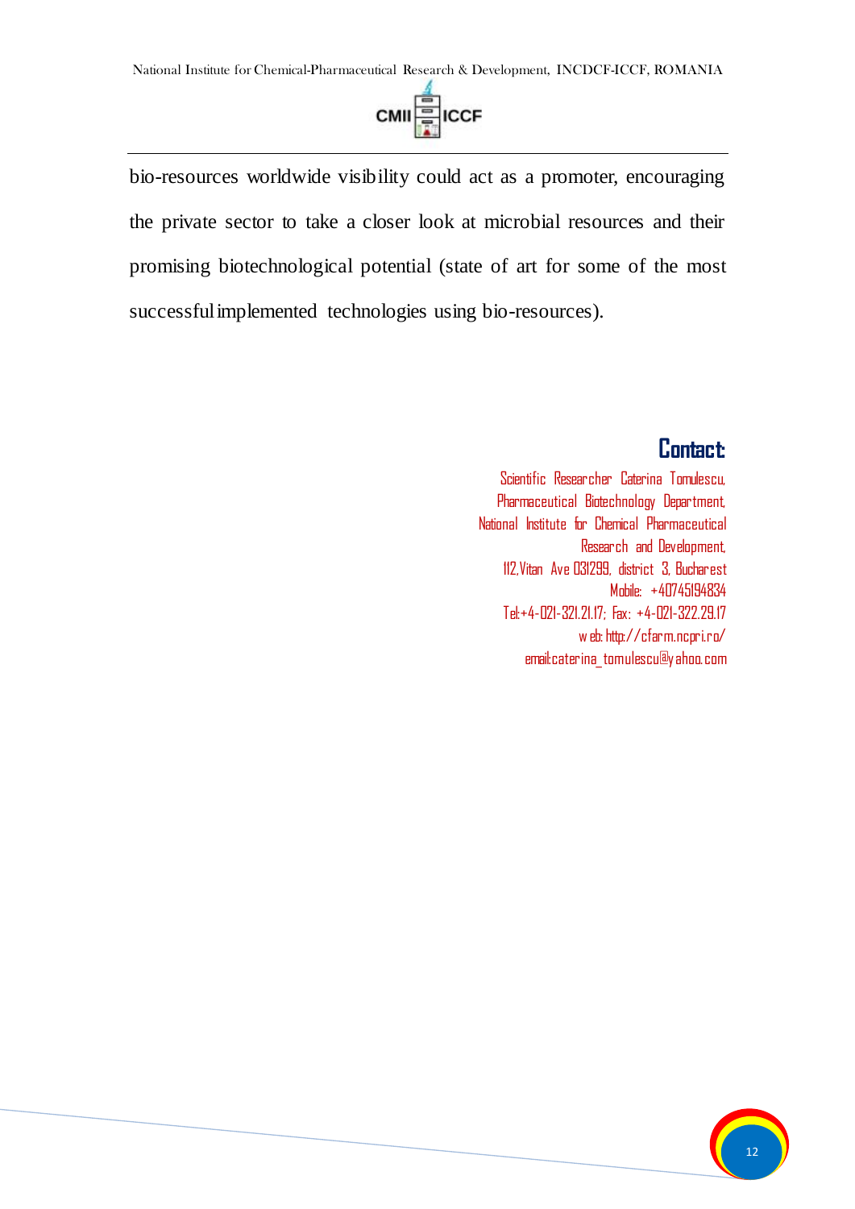bio-resources worldwide visibility could act as a promoter, encouraging the private sector to take a closer look at microbial resources and their promising biotechnological potential (state of art for some of the most successful implemented technologies using bio-resources).

## Contact:

Scientific Researcher Caterina Tomulescu,
Pharmaceutical Biotechnology Department,
National Institute for Chemical Pharmaceutical Research and Development,
112,Vitan Ave 031299, district 3, Bucharest
Mobile: +40745194834
Tel:+4-021-321.21.17; Fax: +4-021-322.29.17
web: http://cfarm.ncpri.ro/
email:caterina_tomulescu@yahoo.com